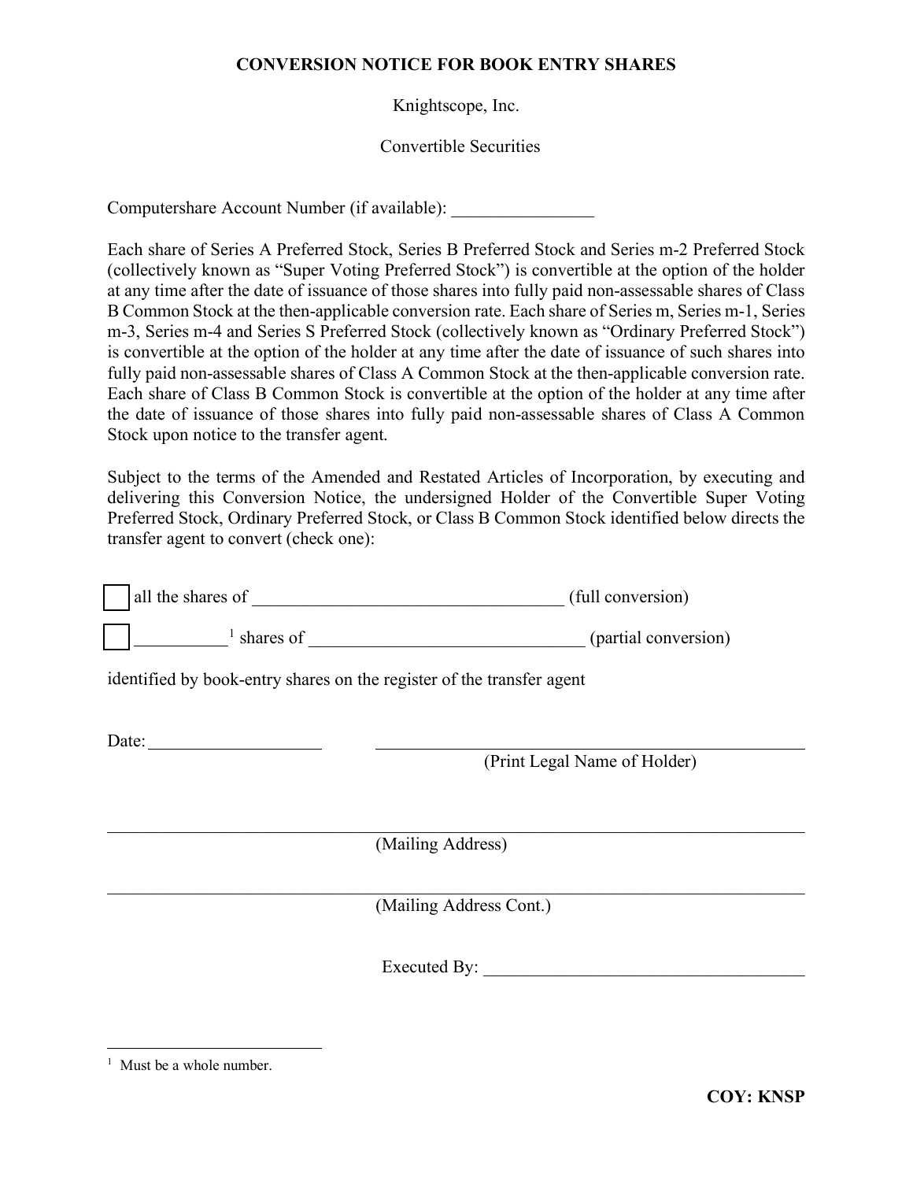# CONVERSION NOTICE FOR BOOK ENTRY SHARES

Knightscope, Inc.

Convertible Securities

Computershare Account Number (if available): ________________

Each share of Series A Preferred Stock, Series B Preferred Stock and Series m-2 Preferred Stock (collectively known as "Super Voting Preferred Stock") is convertible at the option of the holder at any time after the date of issuance of those shares into fully paid non-assessable shares of Class B Common Stock at the then-applicable conversion rate. Each share of Series m, Series m-1, Series m-3, Series m-4 and Series S Preferred Stock (collectively known as "Ordinary Preferred Stock") is convertible at the option of the holder at any time after the date of issuance of such shares into fully paid non-assessable shares of Class A Common Stock at the then-applicable conversion rate. Each share of Class B Common Stock is convertible at the option of the holder at any time after the date of issuance of those shares into fully paid non-assessable shares of Class A Common Stock upon notice to the transfer agent.

Subject to the terms of the Amended and Restated Articles of Incorporation, by executing and delivering this Conversion Notice, the undersigned Holder of the Convertible Super Voting Preferred Stock, Ordinary Preferred Stock, or Class B Common Stock identified below directs the transfer agent to convert (check one):

☐ all the shares of ___________________________________ (full conversion)

☐ __________[1] shares of _______________________________ (partial conversion)

identified by book-entry shares on the register of the transfer agent

Date: ____________________ _______________________________________________
(Print Legal Name of Holder)

_______________________________________________________________________________
(Mailing Address)

_______________________________________________________________________________
(Mailing Address Cont.)

Executed By: _____________________________________

[1] Must be a whole number.

**COY: KNSP**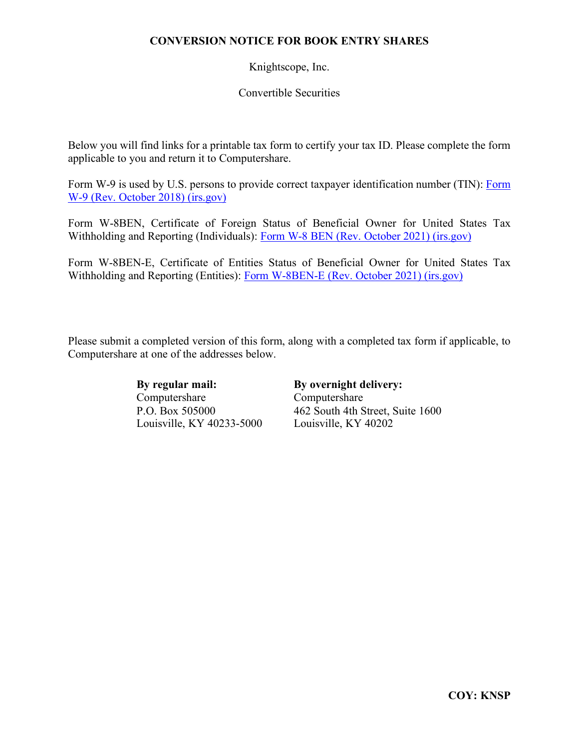**CONVERSION NOTICE FOR BOOK ENTRY SHARES**

Knightscope, Inc.

Convertible Securities

Below you will find links for a printable tax form to certify your tax ID. Please complete the form applicable to you and return it to Computershare.

Form W-9 is used by U.S. persons to provide correct taxpayer identification number (TIN): Form W-9 (Rev. October 2018) (irs.gov)

Form W-8BEN, Certificate of Foreign Status of Beneficial Owner for United States Tax Withholding and Reporting (Individuals): Form W-8 BEN (Rev. October 2021) (irs.gov)

Form W-8BEN-E, Certificate of Entities Status of Beneficial Owner for United States Tax Withholding and Reporting (Entities): Form W-8BEN-E (Rev. October 2021) (irs.gov)

Please submit a completed version of this form, along with a completed tax form if applicable, to Computershare at one of the addresses below.

**By regular mail:**
Computershare
P.O. Box 505000
Louisville, KY 40233-5000

**By overnight delivery:**
Computershare
462 South 4th Street, Suite 1600
Louisville, KY 40202

**COY: KNSP**